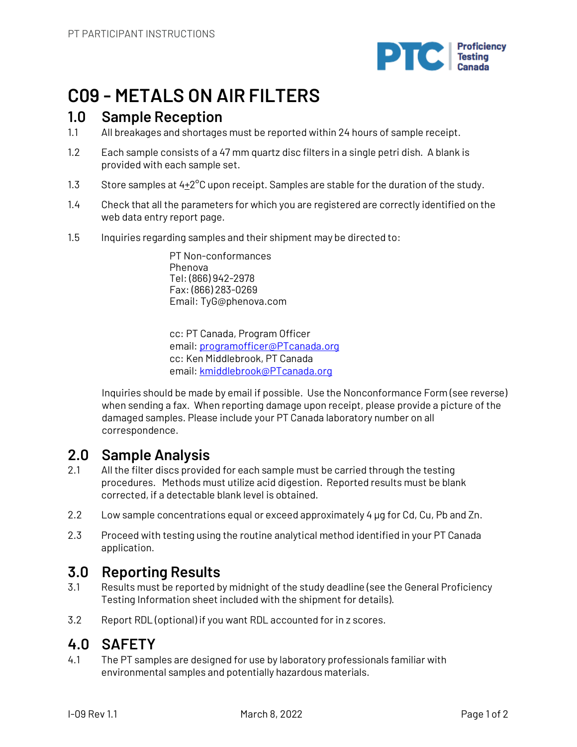# C09 - METALS ON AIR FILTERS

## 1.0 Sample Reception

1.1 All breakages and shortages must be reported within 24 hours of sample receipt.

1.2 Each sample consists of a 47 mm quartz disc filters in a single petri dish. A blank is provided with each sample set.

1.3 Store samples at 4±2°C upon receipt. Samples are stable for the duration of the study.

1.4 Check that all the parameters for which you are registered are correctly identified on the web data entry report page.

1.5 Inquiries regarding samples and their shipment may be directed to:

PT Non-conformances
Phenova
Tel: (866) 942-2978
Fax: (866) 283-0269
Email: TyG@phenova.com

cc: PT Canada, Program Officer
email: programofficer@PTcanada.org
cc: Ken Middlebrook, PT Canada
email: kmiddlebrook@PTcanada.org

Inquiries should be made by email if possible. Use the Nonconformance Form (see reverse) when sending a fax. When reporting damage upon receipt, please provide a picture of the damaged samples. Please include your PT Canada laboratory number on all correspondence.

## 2.0 Sample Analysis

2.1 All the filter discs provided for each sample must be carried through the testing procedures. Methods must utilize acid digestion. Reported results must be blank corrected, if a detectable blank level is obtained.

2.2 Low sample concentrations equal or exceed approximately 4 µg for Cd, Cu, Pb and Zn.

2.3 Proceed with testing using the routine analytical method identified in your PT Canada application.

## 3.0 Reporting Results

3.1 Results must be reported by midnight of the study deadline (see the General Proficiency Testing Information sheet included with the shipment for details).

3.2 Report RDL (optional) if you want RDL accounted for in z scores.

## 4.0 SAFETY

4.1 The PT samples are designed for use by laboratory professionals familiar with environmental samples and potentially hazardous materials.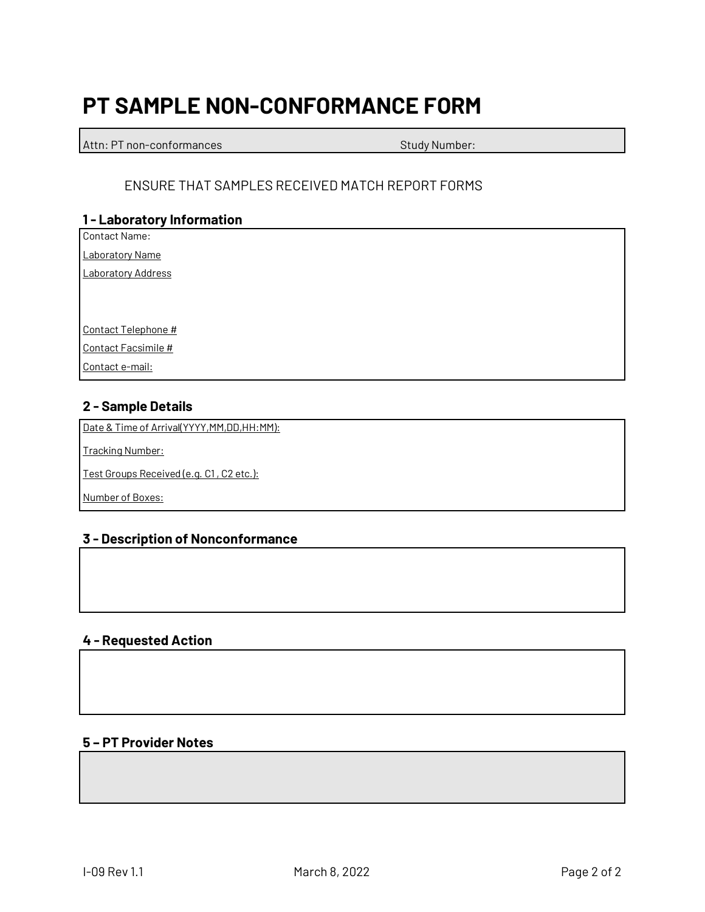# PT SAMPLE NON-CONFORMANCE FORM

| | |
|---|---|
| Attn: PT non-conformances | Study Number: |

ENSURE THAT SAMPLES RECEIVED MATCH REPORT FORMS

## 1 - Laboratory Information

Contact Name:

Laboratory Name

Laboratory Address

Contact Telephone #

Contact Facsimile #

Contact e-mail:

## 2 - Sample Details

Date & Time of Arrival(YYYY,MM,DD,HH:MM):

Tracking Number:

Test Groups Received (e.g. C1 , C2 etc.):

Number of Boxes:

## 3 - Description of Nonconformance

## 4 - Requested Action

## 5 – PT Provider Notes

I-09 Rev 1.1 March 8, 2022